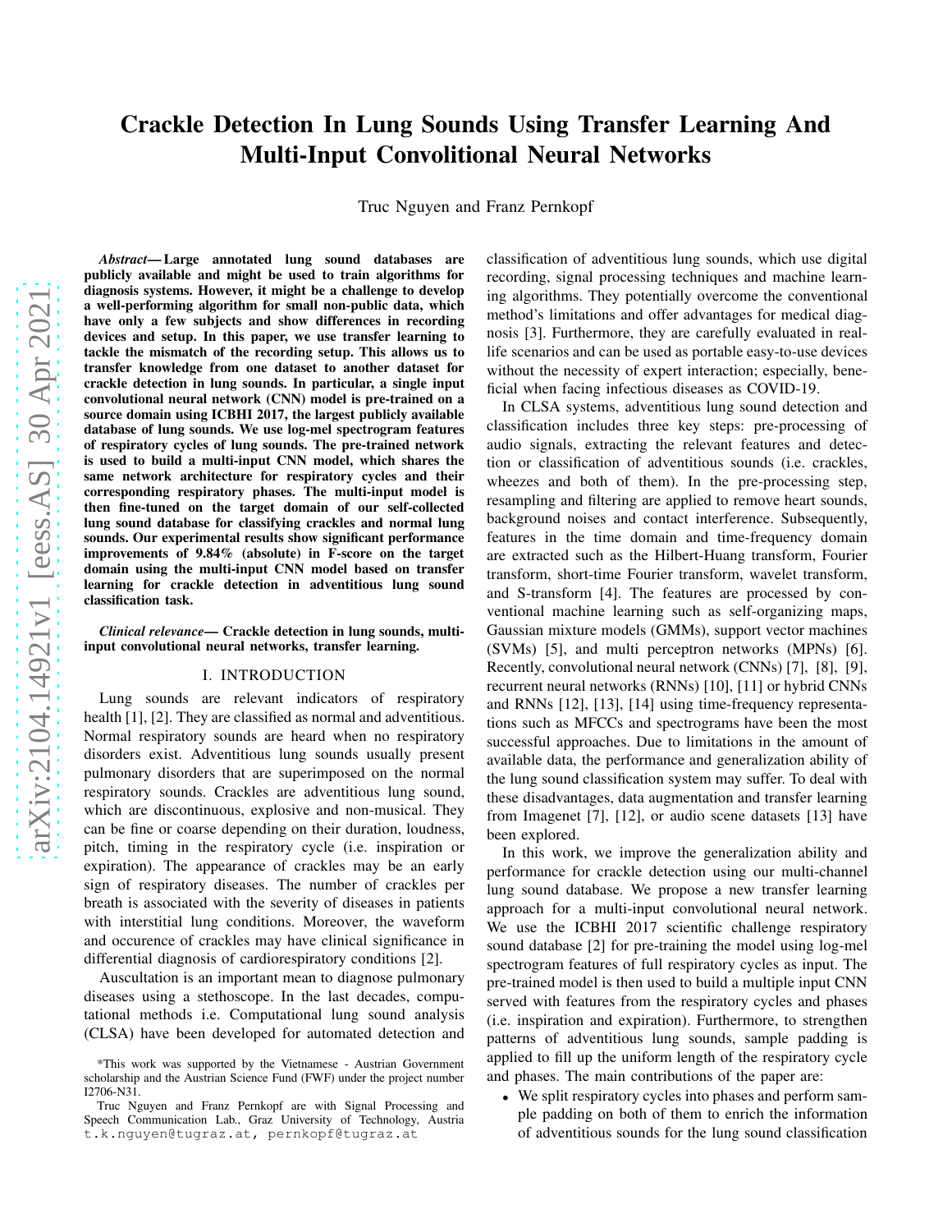# Crackle Detection In Lung Sounds Using Transfer Learning And Multi-Input Convolitional Neural Networks

Truc Nguyen and Franz Pernkopf

***Abstract*— Large annotated lung sound databases are publicly available and might be used to train algorithms for diagnosis systems. However, it might be a challenge to develop a well-performing algorithm for small non-public data, which have only a few subjects and show differences in recording devices and setup. In this paper, we use transfer learning to tackle the mismatch of the recording setup. This allows us to transfer knowledge from one dataset to another dataset for crackle detection in lung sounds. In particular, a single input convolutional neural network (CNN) model is pre-trained on a source domain using ICBHI 2017, the largest publicly available database of lung sounds. We use log-mel spectrogram features of respiratory cycles of lung sounds. The pre-trained network is used to build a multi-input CNN model, which shares the same network architecture for respiratory cycles and their corresponding respiratory phases. The multi-input model is then fine-tuned on the target domain of our self-collected lung sound database for classifying crackles and normal lung sounds. Our experimental results show significant performance improvements of 9.84% (absolute) in F-score on the target domain using the multi-input CNN model based on transfer learning for crackle detection in adventitious lung sound classification task.**

***Clinical relevance*— Crackle detection in lung sounds, multi-input convolutional neural networks, transfer learning.**

## I. INTRODUCTION

Lung sounds are relevant indicators of respiratory health [1], [2]. They are classified as normal and adventitious. Normal respiratory sounds are heard when no respiratory disorders exist. Adventitious lung sounds usually present pulmonary disorders that are superimposed on the normal respiratory sounds. Crackles are adventitious lung sound, which are discontinuous, explosive and non-musical. They can be fine or coarse depending on their duration, loudness, pitch, timing in the respiratory cycle (i.e. inspiration or expiration). The appearance of crackles may be an early sign of respiratory diseases. The number of crackles per breath is associated with the severity of diseases in patients with interstitial lung conditions. Moreover, the waveform and occurence of crackles may have clinical significance in differential diagnosis of cardiorespiratory conditions [2].

Auscultation is an important mean to diagnose pulmonary diseases using a stethoscope. In the last decades, computational methods i.e. Computational lung sound analysis (CLSA) have been developed for automated detection and classification of adventitious lung sounds, which use digital recording, signal processing techniques and machine learning algorithms. They potentially overcome the conventional method's limitations and offer advantages for medical diagnosis [3]. Furthermore, they are carefully evaluated in real-life scenarios and can be used as portable easy-to-use devices without the necessity of expert interaction; especially, beneficial when facing infectious diseases as COVID-19.

In CLSA systems, adventitious lung sound detection and classification includes three key steps: pre-processing of audio signals, extracting the relevant features and detection or classification of adventitious sounds (i.e. crackles, wheezes and both of them). In the pre-processing step, resampling and filtering are applied to remove heart sounds, background noises and contact interference. Subsequently, features in the time domain and time-frequency domain are extracted such as the Hilbert-Huang transform, Fourier transform, short-time Fourier transform, wavelet transform, and S-transform [4]. The features are processed by conventional machine learning such as self-organizing maps, Gaussian mixture models (GMMs), support vector machines (SVMs) [5], and multi perceptron networks (MPNs) [6]. Recently, convolutional neural network (CNNs) [7], [8], [9], recurrent neural networks (RNNs) [10], [11] or hybrid CNNs and RNNs [12], [13], [14] using time-frequency representations such as MFCCs and spectrograms have been the most successful approaches. Due to limitations in the amount of available data, the performance and generalization ability of the lung sound classification system may suffer. To deal with these disadvantages, data augmentation and transfer learning from Imagenet [7], [12], or audio scene datasets [13] have been explored.

In this work, we improve the generalization ability and performance for crackle detection using our multi-channel lung sound database. We propose a new transfer learning approach for a multi-input convolutional neural network. We use the ICBHI 2017 scientific challenge respiratory sound database [2] for pre-training the model using log-mel spectrogram features of full respiratory cycles as input. The pre-trained model is then used to build a multiple input CNN served with features from the respiratory cycles and phases (i.e. inspiration and expiration). Furthermore, to strengthen patterns of adventitious lung sounds, sample padding is applied to fill up the uniform length of the respiratory cycle and phases. The main contributions of the paper are:

- We split respiratory cycles into phases and perform sample padding on both of them to enrich the information of adventitious sounds for the lung sound classification

*This work was supported by the Vietnamese - Austrian Government scholarship and the Austrian Science Fund (FWF) under the project number I2706-N31.

Truc Nguyen and Franz Pernkopf are with Signal Processing and Speech Communication Lab., Graz University of Technology, Austria t.k.nguyen@tugraz.at, pernkopf@tugraz.at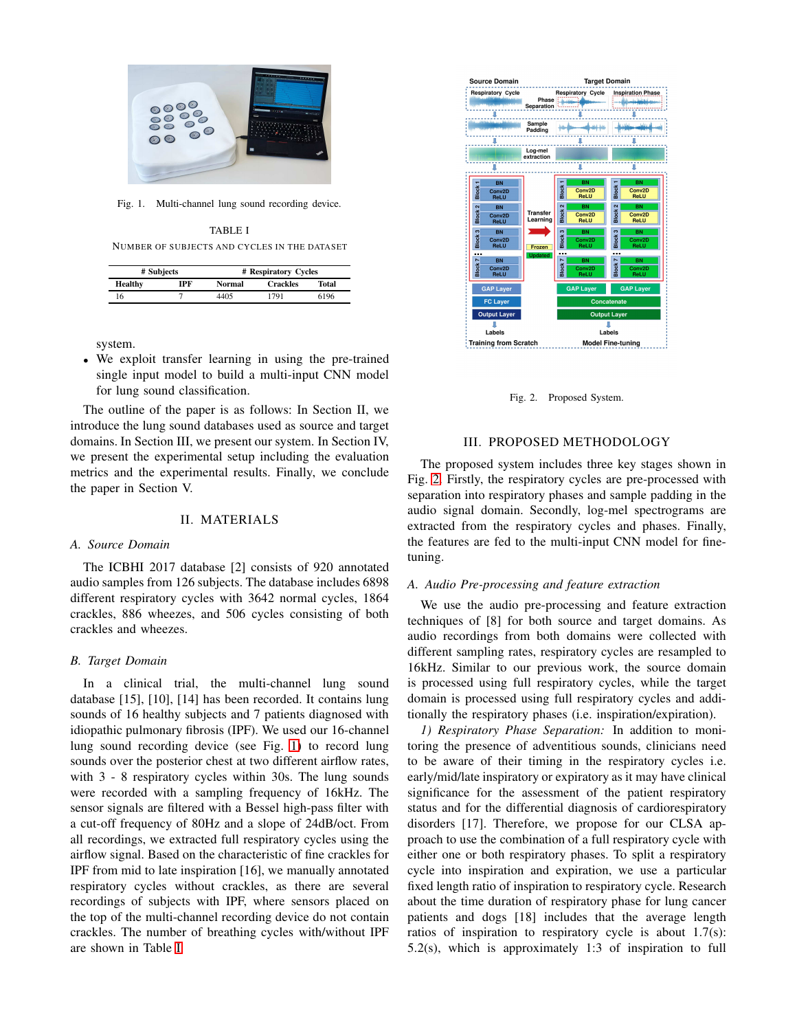Fig. 1. Multi-channel lung sound recording device.

TABLE I
NUMBER OF SUBJECTS AND CYCLES IN THE DATASET

| # Subjects | | # Respiratory Cycles | | |
|---|---|---|---|---|
| Healthy | IPF | Normal | Crackles | Total |
| 16 | 7 | 4405 | 1791 | 6196 |

system.

- We exploit transfer learning in using the pre-trained single input model to build a multi-input CNN model for lung sound classification.

The outline of the paper is as follows: In Section II, we introduce the lung sound databases used as source and target domains. In Section III, we present our system. In Section IV, we present the experimental setup including the evaluation metrics and the experimental results. Finally, we conclude the paper in Section V.

## II. MATERIALS

### A. Source Domain

The ICBHI 2017 database [2] consists of 920 annotated audio samples from 126 subjects. The database includes 6898 different respiratory cycles with 3642 normal cycles, 1864 crackles, 886 wheezes, and 506 cycles consisting of both crackles and wheezes.

### B. Target Domain

In a clinical trial, the multi-channel lung sound database [15], [10], [14] has been recorded. It contains lung sounds of 16 healthy subjects and 7 patients diagnosed with idiopathic pulmonary fibrosis (IPF). We used our 16-channel lung sound recording device (see Fig. 1) to record lung sounds over the posterior chest at two different airflow rates, with 3 - 8 respiratory cycles within 30s. The lung sounds were recorded with a sampling frequency of 16kHz. The sensor signals are filtered with a Bessel high-pass filter with a cut-off frequency of 80Hz and a slope of 24dB/oct. From all recordings, we extracted full respiratory cycles using the airflow signal. Based on the characteristic of fine crackles for IPF from mid to late inspiration [16], we manually annotated respiratory cycles without crackles, as there are several recordings of subjects with IPF, where sensors placed on the top of the multi-channel recording device do not contain crackles. The number of breathing cycles with/without IPF are shown in Table I.

Fig. 2. Proposed System.

## III. PROPOSED METHODOLOGY

The proposed system includes three key stages shown in Fig. 2. Firstly, the respiratory cycles are pre-processed with separation into respiratory phases and sample padding in the audio signal domain. Secondly, log-mel spectrograms are extracted from the respiratory cycles and phases. Finally, the features are fed to the multi-input CNN model for fine-tuning.

### A. Audio Pre-processing and feature extraction

We use the audio pre-processing and feature extraction techniques of [8] for both source and target domains. As audio recordings from both domains were collected with different sampling rates, respiratory cycles are resampled to 16kHz. Similar to our previous work, the source domain is processed using full respiratory cycles, while the target domain is processed using full respiratory cycles and additionally the respiratory phases (i.e. inspiration/expiration).

*1) Respiratory Phase Separation:* In addition to monitoring the presence of adventitious sounds, clinicians need to be aware of their timing in the respiratory cycles i.e. early/mid/late inspiratory or expiratory as it may have clinical significance for the assessment of the patient respiratory status and for the differential diagnosis of cardiorespiratory disorders [17]. Therefore, we propose for our CLSA approach to use the combination of a full respiratory cycle with either one or both respiratory phases. To split a respiratory cycle into inspiration and expiration, we use a particular fixed length ratio of inspiration to respiratory cycle. Research about the time duration of respiratory phase for lung cancer patients and dogs [18] includes that the average length ratios of inspiration to respiratory cycle is about 1.7(s): 5.2(s), which is approximately 1:3 of inspiration to full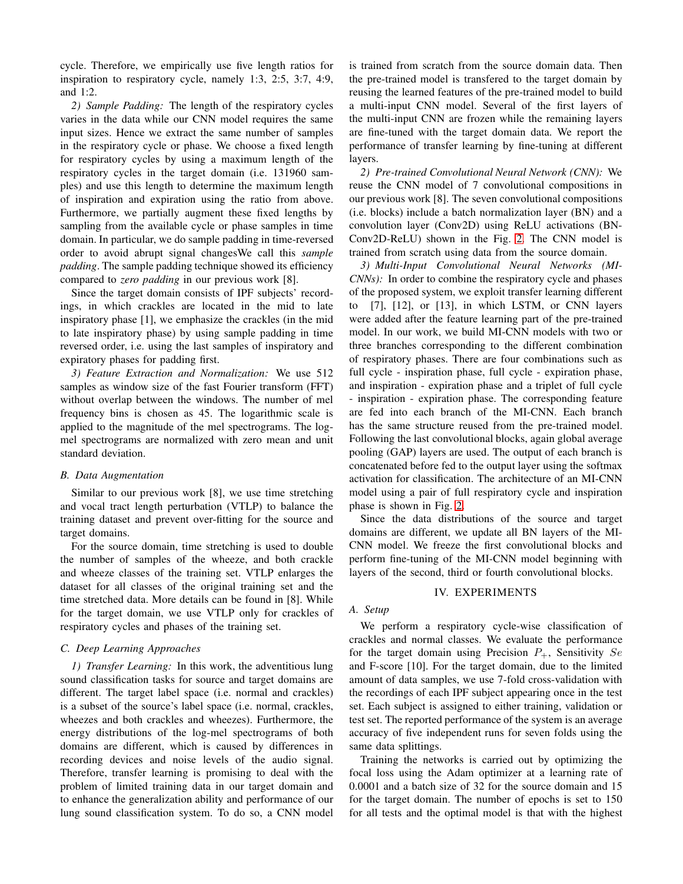cycle. Therefore, we empirically use five length ratios for inspiration to respiratory cycle, namely 1:3, 2:5, 3:7, 4:9, and 1:2.

*2) Sample Padding:* The length of the respiratory cycles varies in the data while our CNN model requires the same input sizes. Hence we extract the same number of samples in the respiratory cycle or phase. We choose a fixed length for respiratory cycles by using a maximum length of the respiratory cycles in the target domain (i.e. 131960 samples) and use this length to determine the maximum length of inspiration and expiration using the ratio from above. Furthermore, we partially augment these fixed lengths by sampling from the available cycle or phase samples in time domain. In particular, we do sample padding in time-reversed order to avoid abrupt signal changesWe call this *sample padding*. The sample padding technique showed its efficiency compared to *zero padding* in our previous work [8].

Since the target domain consists of IPF subjects' recordings, in which crackles are located in the mid to late inspiratory phase [1], we emphasize the crackles (in the mid to late inspiratory phase) by using sample padding in time reversed order, i.e. using the last samples of inspiratory and expiratory phases for padding first.

*3) Feature Extraction and Normalization:* We use 512 samples as window size of the fast Fourier transform (FFT) without overlap between the windows. The number of mel frequency bins is chosen as 45. The logarithmic scale is applied to the magnitude of the mel spectrograms. The log-mel spectrograms are normalized with zero mean and unit standard deviation.

### B. Data Augmentation

Similar to our previous work [8], we use time stretching and vocal tract length perturbation (VTLP) to balance the training dataset and prevent over-fitting for the source and target domains.

For the source domain, time stretching is used to double the number of samples of the wheeze, and both crackle and wheeze classes of the training set. VTLP enlarges the dataset for all classes of the original training set and the time stretched data. More details can be found in [8]. While for the target domain, we use VTLP only for crackles of respiratory cycles and phases of the training set.

### C. Deep Learning Approaches

*1) Transfer Learning:* In this work, the adventitious lung sound classification tasks for source and target domains are different. The target label space (i.e. normal and crackles) is a subset of the source's label space (i.e. normal, crackles, wheezes and both crackles and wheezes). Furthermore, the energy distributions of the log-mel spectrograms of both domains are different, which is caused by differences in recording devices and noise levels of the audio signal. Therefore, transfer learning is promising to deal with the problem of limited training data in our target domain and to enhance the generalization ability and performance of our lung sound classification system. To do so, a CNN model is trained from scratch from the source domain data. Then the pre-trained model is transfered to the target domain by reusing the learned features of the pre-trained model to build a multi-input CNN model. Several of the first layers of the multi-input CNN are frozen while the remaining layers are fine-tuned with the target domain data. We report the performance of transfer learning by fine-tuning at different layers.

*2) Pre-trained Convolutional Neural Network (CNN):* We reuse the CNN model of 7 convolutional compositions in our previous work [8]. The seven convolutional compositions (i.e. blocks) include a batch normalization layer (BN) and a convolution layer (Conv2D) using ReLU activations (BN-Conv2D-ReLU) shown in the Fig. 2. The CNN model is trained from scratch using data from the source domain.

*3) Multi-Input Convolutional Neural Networks (MI-CNNs):* In order to combine the respiratory cycle and phases of the proposed system, we exploit transfer learning different to [7], [12], or [13], in which LSTM, or CNN layers were added after the feature learning part of the pre-trained model. In our work, we build MI-CNN models with two or three branches corresponding to the different combination of respiratory phases. There are four combinations such as full cycle - inspiration phase, full cycle - expiration phase, and inspiration - expiration phase and a triplet of full cycle - inspiration - expiration phase. The corresponding feature are fed into each branch of the MI-CNN. Each branch has the same structure reused from the pre-trained model. Following the last convolutional blocks, again global average pooling (GAP) layers are used. The output of each branch is concatenated before fed to the output layer using the softmax activation for classification. The architecture of an MI-CNN model using a pair of full respiratory cycle and inspiration phase is shown in Fig. 2.

Since the data distributions of the source and target domains are different, we update all BN layers of the MI-CNN model. We freeze the first convolutional blocks and perform fine-tuning of the MI-CNN model beginning with layers of the second, third or fourth convolutional blocks.

## IV. EXPERIMENTS

### A. Setup

We perform a respiratory cycle-wise classification of crackles and normal classes. We evaluate the performance for the target domain using Precision $P_{+}$, Sensitivity $Se$ and F-score [10]. For the target domain, due to the limited amount of data samples, we use 7-fold cross-validation with the recordings of each IPF subject appearing once in the test set. Each subject is assigned to either training, validation or test set. The reported performance of the system is an average accuracy of five independent runs for seven folds using the same data splittings.

Training the networks is carried out by optimizing the focal loss using the Adam optimizer at a learning rate of 0.0001 and a batch size of 32 for the source domain and 15 for the target domain. The number of epochs is set to 150 for all tests and the optimal model is that with the highest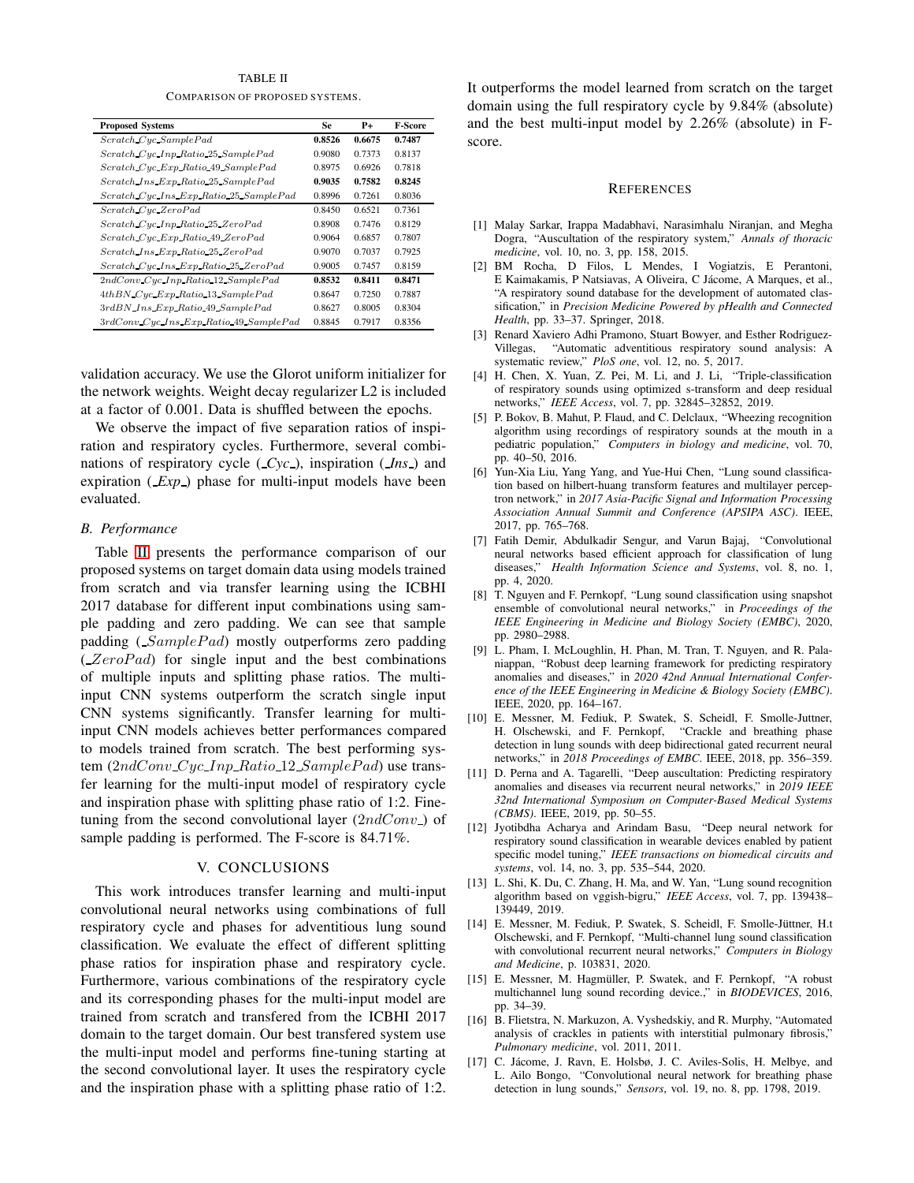TABLE II

COMPARISON OF PROPOSED SYSTEMS.

| Proposed Systems | Se | P+ | F-Score |
|---|---|---|---|
| Scratch_Cyc_SamplePad | **0.8526** | **0.6675** | **0.7487** |
| Scratch_Cyc_Inp_Ratio_25_SamplePad | 0.9080 | 0.7373 | 0.8137 |
| Scratch_Cyc_Exp_Ratio_49_SamplePad | 0.8975 | 0.6926 | 0.7818 |
| Scratch_Ins_Exp_Ratio_25_SamplePad | **0.9035** | **0.7582** | **0.8245** |
| Scratch_Cyc_Ins_Exp_Ratio_25_SamplePad | 0.8996 | 0.7261 | 0.8036 |
| Scratch_Cyc_ZeroPad | 0.8450 | 0.6521 | 0.7361 |
| Scratch_Cyc_Inp_Ratio_25_ZeroPad | 0.8908 | 0.7476 | 0.8129 |
| Scratch_Cyc_Exp_Ratio_49_ZeroPad | 0.9064 | 0.6857 | 0.7807 |
| Scratch_Ins_Exp_Ratio_25_ZeroPad | 0.9070 | 0.7037 | 0.7925 |
| Scratch_Cyc_Ins_Exp_Ratio_25_ZeroPad | 0.9005 | 0.7457 | 0.8159 |
| 2ndConv_Cyc_Inp_Ratio_12_SamplePad | **0.8532** | **0.8411** | **0.8471** |
| 4thBN_Cyc_Exp_Ratio_13_SamplePad | 0.8647 | 0.7250 | 0.7887 |
| 3rdBN_Ins_Exp_Ratio_49_SamplePad | 0.8627 | 0.8005 | 0.8304 |
| 3rdConv_Cyc_Ins_Exp_Ratio_49_SamplePad | 0.8845 | 0.7917 | 0.8356 |

validation accuracy. We use the Glorot uniform initializer for the network weights. Weight decay regularizer L2 is included at a factor of 0.001. Data is shuffled between the epochs.

We observe the impact of five separation ratios of inspiration and respiratory cycles. Furthermore, several combinations of respiratory cycle (*_Cyc_*), inspiration (*_Ins_*) and expiration (*_Exp_*) phase for multi-input models have been evaluated.

### *B. Performance*

Table II presents the performance comparison of our proposed systems on target domain data using models trained from scratch and via transfer learning using the ICBHI 2017 database for different input combinations using sample padding and zero padding. We can see that sample padding (*_SamplePad*) mostly outperforms zero padding (*_ZeroPad*) for single input and the best combinations of multiple inputs and splitting phase ratios. The multi-input CNN systems outperform the scratch single input CNN systems significantly. Transfer learning for multi-input CNN models achieves better performances compared to models trained from scratch. The best performing system (*2ndConv_Cyc_Inp_Ratio_12_SamplePad*) use transfer learning for the multi-input model of respiratory cycle and inspiration phase with splitting phase ratio of 1:2. Fine-tuning from the second convolutional layer (*2ndConv_*) of sample padding is performed. The F-score is 84.71%.

## V. CONCLUSIONS

This work introduces transfer learning and multi-input convolutional neural networks using combinations of full respiratory cycle and phases for adventitious lung sound classification. We evaluate the effect of different splitting phase ratios for inspiration phase and respiratory cycle. Furthermore, various combinations of the respiratory cycle and its corresponding phases for the multi-input model are trained from scratch and transfered from the ICBHI 2017 domain to the target domain. Our best transfered system use the multi-input model and performs fine-tuning starting at the second convolutional layer. It uses the respiratory cycle and the inspiration phase with a splitting phase ratio of 1:2. It outperforms the model learned from scratch on the target domain using the full respiratory cycle by 9.84% (absolute) and the best multi-input model by 2.26% (absolute) in F-score.

## REFERENCES

[1] Malay Sarkar, Irappa Madabhavi, Narasimhalu Niranjan, and Megha Dogra, "Auscultation of the respiratory system," *Annals of thoracic medicine*, vol. 10, no. 3, pp. 158, 2015.

[2] BM Rocha, D Filos, L Mendes, I Vogiatzis, E Perantoni, E Kaimakamis, P Natsiavas, A Oliveira, C Jácome, A Marques, et al., "A respiratory sound database for the development of automated classification," in *Precision Medicine Powered by pHealth and Connected Health*, pp. 33–37. Springer, 2018.

[3] Renard Xaviero Adhi Pramono, Stuart Bowyer, and Esther Rodriguez-Villegas, "Automatic adventitious respiratory sound analysis: A systematic review," *PloS one*, vol. 12, no. 5, 2017.

[4] H. Chen, X. Yuan, Z. Pei, M. Li, and J. Li, "Triple-classification of respiratory sounds using optimized s-transform and deep residual networks," *IEEE Access*, vol. 7, pp. 32845–32852, 2019.

[5] P. Bokov, B. Mahut, P. Flaud, and C. Delclaux, "Wheezing recognition algorithm using recordings of respiratory sounds at the mouth in a pediatric population," *Computers in biology and medicine*, vol. 70, pp. 40–50, 2016.

[6] Yun-Xia Liu, Yang Yang, and Yue-Hui Chen, "Lung sound classification based on hilbert-huang transform features and multilayer perceptron network," in *2017 Asia-Pacific Signal and Information Processing Association Annual Summit and Conference (APSIPA ASC)*. IEEE, 2017, pp. 765–768.

[7] Fatih Demir, Abdulkadir Sengur, and Varun Bajaj, "Convolutional neural networks based efficient approach for classification of lung diseases," *Health Information Science and Systems*, vol. 8, no. 1, pp. 4, 2020.

[8] T. Nguyen and F. Pernkopf, "Lung sound classification using snapshot ensemble of convolutional neural networks," in *Proceedings of the IEEE Engineering in Medicine and Biology Society (EMBC)*, 2020, pp. 2980–2988.

[9] L. Pham, I. McLoughlin, H. Phan, M. Tran, T. Nguyen, and R. Palaniappan, "Robust deep learning framework for predicting respiratory anomalies and diseases," in *2020 42nd Annual International Conference of the IEEE Engineering in Medicine & Biology Society (EMBC)*. IEEE, 2020, pp. 164–167.

[10] E. Messner, M. Fediuk, P. Swatek, S. Scheidl, F. Smolle-Juttner, H. Olschewski, and F. Pernkopf, "Crackle and breathing phase detection in lung sounds with deep bidirectional gated recurrent neural networks," in *2018 Proceedings of EMBC*. IEEE, 2018, pp. 356–359.

[11] D. Perna and A. Tagarelli, "Deep auscultation: Predicting respiratory anomalies and diseases via recurrent neural networks," in *2019 IEEE 32nd International Symposium on Computer-Based Medical Systems (CBMS)*. IEEE, 2019, pp. 50–55.

[12] Jyotibdha Acharya and Arindam Basu, "Deep neural network for respiratory sound classification in wearable devices enabled by patient specific model tuning," *IEEE transactions on biomedical circuits and systems*, vol. 14, no. 3, pp. 535–544, 2020.

[13] L. Shi, K. Du, C. Zhang, H. Ma, and W. Yan, "Lung sound recognition algorithm based on vggish-bigru," *IEEE Access*, vol. 7, pp. 139438–139449, 2019.

[14] E. Messner, M. Fediuk, P. Swatek, S. Scheidl, F. Smolle-Jüttner, H.t Olschewski, and F. Pernkopf, "Multi-channel lung sound classification with convolutional recurrent neural networks," *Computers in Biology and Medicine*, p. 103831, 2020.

[15] E. Messner, M. Hagmüller, P. Swatek, and F. Pernkopf, "A robust multichannel lung sound recording device.," in *BIODEVICES*, 2016, pp. 34–39.

[16] B. Flietstra, N. Markuzon, A. Vyshedskiy, and R. Murphy, "Automated analysis of crackles in patients with interstitial pulmonary fibrosis," *Pulmonary medicine*, vol. 2011, 2011.

[17] C. Jácome, J. Ravn, E. Holsbø, J. C. Aviles-Solis, H. Melbye, and L. Ailo Bongo, "Convolutional neural network for breathing phase detection in lung sounds," *Sensors*, vol. 19, no. 8, pp. 1798, 2019.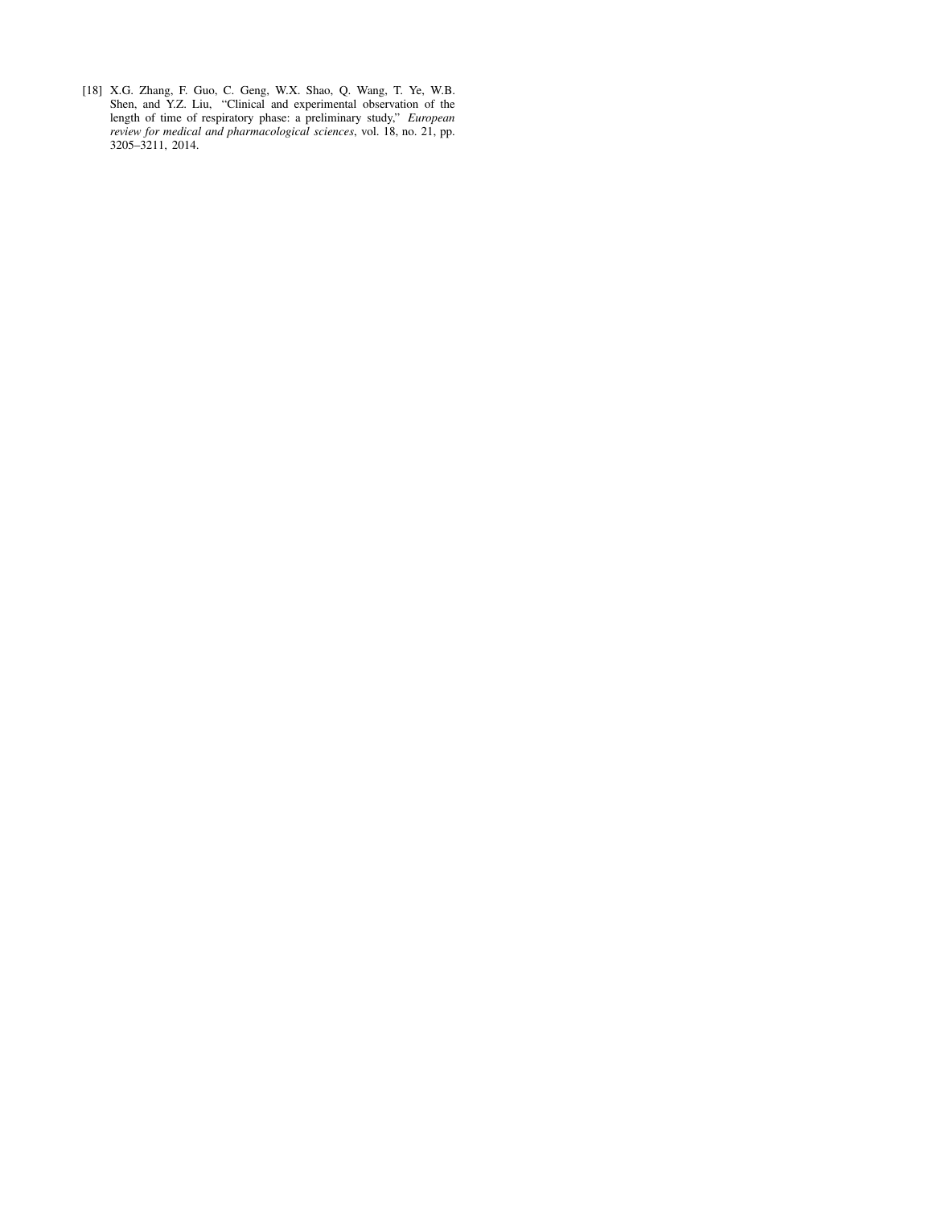[18] X.G. Zhang, F. Guo, C. Geng, W.X. Shao, Q. Wang, T. Ye, W.B. Shen, and Y.Z. Liu, "Clinical and experimental observation of the length of time of respiratory phase: a preliminary study," *European review for medical and pharmacological sciences*, vol. 18, no. 21, pp. 3205–3211, 2014.